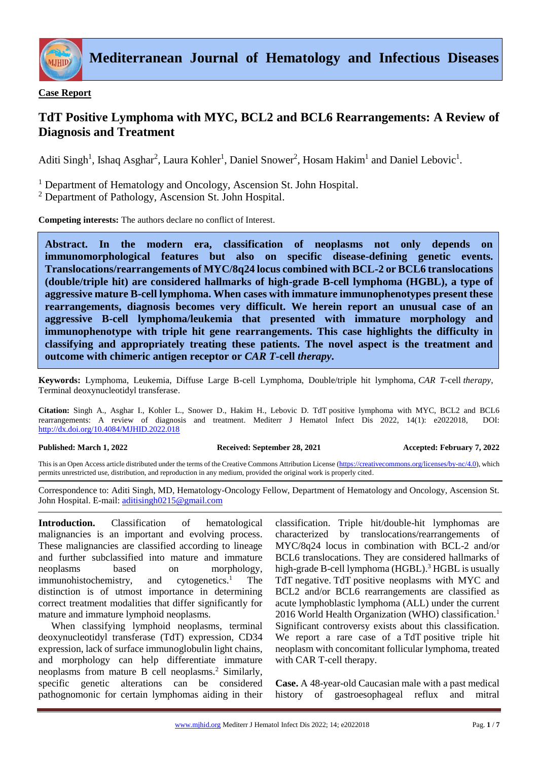**Case Report**

# TdT Positive Lymphoma with MYC, BCL2 and BCL6 Rearrangements: A Review of Diagnosis and Treatment

Aditi Singh[1], Ishaq Asghar[2], Laura Kohler[1], Daniel Snower[2], Hosam Hakim[1] and Daniel Lebovic[1].

[1] Department of Hematology and Oncology, Ascension St. John Hospital.
[2] Department of Pathology, Ascension St. John Hospital.

**Competing interests:** The authors declare no conflict of Interest.

**Abstract. In the modern era, classification of neoplasms not only depends on immunomorphological features but also on specific disease-defining genetic events. Translocations/rearrangements of MYC/8q24 locus combined with BCL-2 or BCL6 translocations (double/triple hit) are considered hallmarks of high-grade B-cell lymphoma (HGBL), a type of aggressive mature B-cell lymphoma. When cases with immature immunophenotypes present these rearrangements, diagnosis becomes very difficult. We herein report an unusual case of an aggressive B-cell lymphoma/leukemia that presented with immature morphology and immunophenotype with triple hit gene rearrangements. This case highlights the difficulty in classifying and appropriately treating these patients. The novel aspect is the treatment and outcome with chimeric antigen receptor or *CAR T*-cell *therapy*.**

**Keywords:** Lymphoma, Leukemia, Diffuse Large B-cell Lymphoma, Double/triple hit lymphoma, *CAR T*-cell *therapy*, Terminal deoxynucleotidyl transferase.

**Citation:** Singh A., Asghar I., Kohler L., Snower D., Hakim H., Lebovic D. TdT positive lymphoma with MYC, BCL2 and BCL6 rearrangements: A review of diagnosis and treatment. Mediterr J Hematol Infect Dis 2022, 14(1): e2022018, DOI: http://dx.doi.org/10.4084/MJHID.2022.018

**Published: March 1, 2022** **Received: September 28, 2021** **Accepted: February 7, 2022**

This is an Open Access article distributed under the terms of the Creative Commons Attribution License (https://creativecommons.org/licenses/by-nc/4.0), which permits unrestricted use, distribution, and reproduction in any medium, provided the original work is properly cited.

Correspondence to: Aditi Singh, MD, Hematology-Oncology Fellow, Department of Hematology and Oncology, Ascension St. John Hospital. E-mail: aditisingh0215@gmail.com

**Introduction.** Classification of hematological malignancies is an important and evolving process. These malignancies are classified according to lineage and further subclassified into mature and immature neoplasms based on morphology, immunohistochemistry, and cytogenetics.[1] The distinction is of utmost importance in determining correct treatment modalities that differ significantly for mature and immature lymphoid neoplasms.

When classifying lymphoid neoplasms, terminal deoxynucleotidyl transferase (TdT) expression, CD34 expression, lack of surface immunoglobulin light chains, and morphology can help differentiate immature neoplasms from mature B cell neoplasms.[2] Similarly, specific genetic alterations can be considered pathognomonic for certain lymphomas aiding in their classification. Triple hit/double-hit lymphomas are characterized by translocations/rearrangements of MYC/8q24 locus in combination with BCL-2 and/or BCL6 translocations. They are considered hallmarks of high-grade B-cell lymphoma (HGBL).[3] HGBL is usually TdT negative. TdT positive neoplasms with MYC and BCL2 and/or BCL6 rearrangements are classified as acute lymphoblastic lymphoma (ALL) under the current 2016 World Health Organization (WHO) classification.[1] Significant controversy exists about this classification. We report a rare case of a TdT positive triple hit neoplasm with concomitant follicular lymphoma, treated with CAR T-cell therapy.

**Case.** A 48-year-old Caucasian male with a past medical history of gastroesophageal reflux and mitral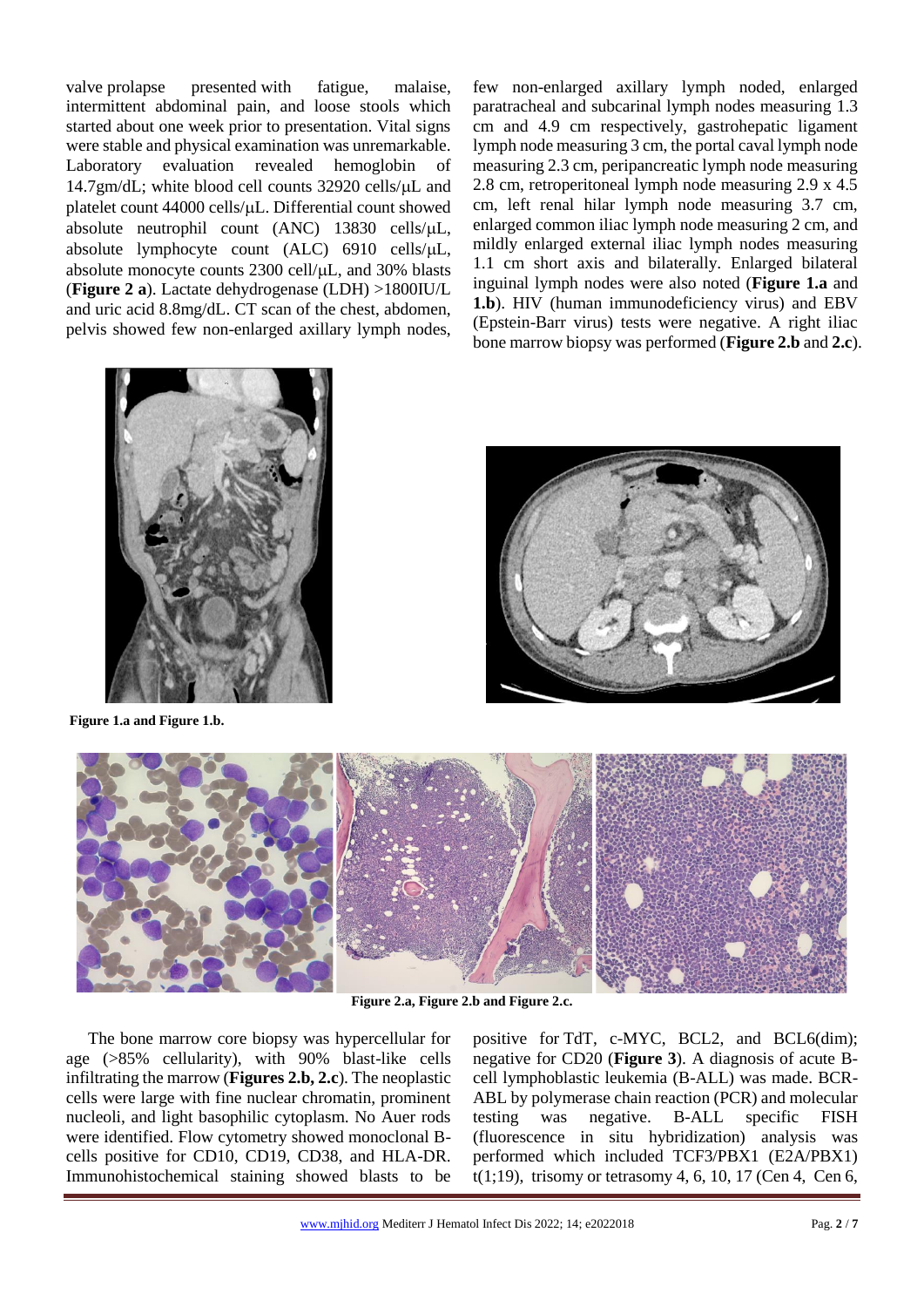valve prolapse presented with fatigue, malaise, intermittent abdominal pain, and loose stools which started about one week prior to presentation. Vital signs were stable and physical examination was unremarkable. Laboratory evaluation revealed hemoglobin of 14.7gm/dL; white blood cell counts 32920 cells/μL and platelet count 44000 cells/μL. Differential count showed absolute neutrophil count (ANC) 13830 cells/μL, absolute lymphocyte count (ALC) 6910 cells/μL, absolute monocyte counts 2300 cell/μL, and 30% blasts (**Figure 2 a**). Lactate dehydrogenase (LDH) >1800IU/L and uric acid 8.8mg/dL. CT scan of the chest, abdomen, pelvis showed few non-enlarged axillary lymph nodes, few non-enlarged axillary lymph noded, enlarged paratracheal and subcarinal lymph nodes measuring 1.3 cm and 4.9 cm respectively, gastrohepatic ligament lymph node measuring 3 cm, the portal caval lymph node measuring 2.3 cm, peripancreatic lymph node measuring 2.8 cm, retroperitoneal lymph node measuring 2.9 x 4.5 cm, left renal hilar lymph node measuring 3.7 cm, enlarged common iliac lymph node measuring 2 cm, and mildly enlarged external iliac lymph nodes measuring 1.1 cm short axis and bilaterally. Enlarged bilateral inguinal lymph nodes were also noted (**Figure 1.a** and **1.b**). HIV (human immunodeficiency virus) and EBV (Epstein-Barr virus) tests were negative. A right iliac bone marrow biopsy was performed (**Figure 2.b** and **2.c**).

**Figure 1.a and Figure 1.b.**

**Figure 2.a, Figure 2.b and Figure 2.c.**

The bone marrow core biopsy was hypercellular for age (>85% cellularity), with 90% blast-like cells infiltrating the marrow (**Figures 2.b, 2.c**). The neoplastic cells were large with fine nuclear chromatin, prominent nucleoli, and light basophilic cytoplasm. No Auer rods were identified. Flow cytometry showed monoclonal B-cells positive for CD10, CD19, CD38, and HLA-DR. Immunohistochemical staining showed blasts to be positive for TdT, c-MYC, BCL2, and BCL6(dim); negative for CD20 (**Figure 3**). A diagnosis of acute B-cell lymphoblastic leukemia (B-ALL) was made. BCR-ABL by polymerase chain reaction (PCR) and molecular testing was negative. B-ALL specific FISH (fluorescence in situ hybridization) analysis was performed which included TCF3/PBX1 (E2A/PBX1) t(1;19), trisomy or tetrasomy 4, 6, 10, 17 (Cen 4, Cen 6,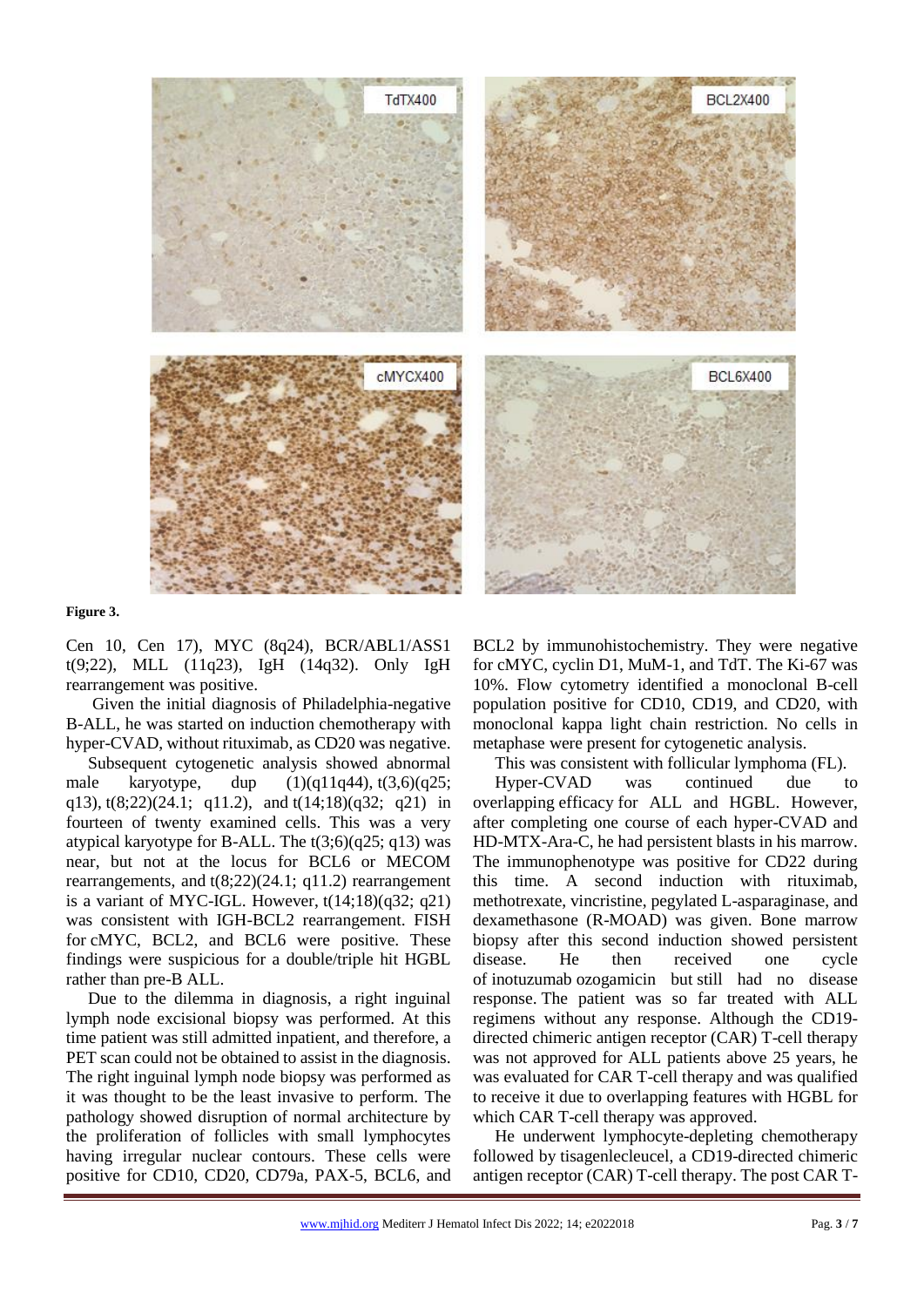**Figure 3.**

Cen 10, Cen 17), MYC (8q24), BCR/ABL1/ASS1 t(9;22), MLL (11q23), IgH (14q32). Only IgH rearrangement was positive.

Given the initial diagnosis of Philadelphia-negative B-ALL, he was started on induction chemotherapy with hyper-CVAD, without rituximab, as CD20 was negative.

Subsequent cytogenetic analysis showed abnormal male karyotype, dup (1)(q11q44), t(3,6)(q25; q13), t(8;22)(24.1; q11.2), and t(14;18)(q32; q21) in fourteen of twenty examined cells. This was a very atypical karyotype for B-ALL. The t(3;6)(q25; q13) was near, but not at the locus for BCL6 or MECOM rearrangements, and t(8;22)(24.1; q11.2) rearrangement is a variant of MYC-IGL. However, t(14;18)(q32; q21) was consistent with IGH-BCL2 rearrangement. FISH for cMYC, BCL2, and BCL6 were positive. These findings were suspicious for a double/triple hit HGBL rather than pre-B ALL.

Due to the dilemma in diagnosis, a right inguinal lymph node excisional biopsy was performed. At this time patient was still admitted inpatient, and therefore, a PET scan could not be obtained to assist in the diagnosis. The right inguinal lymph node biopsy was performed as it was thought to be the least invasive to perform. The pathology showed disruption of normal architecture by the proliferation of follicles with small lymphocytes having irregular nuclear contours. These cells were positive for CD10, CD20, CD79a, PAX-5, BCL6, and BCL2 by immunohistochemistry. They were negative for cMYC, cyclin D1, MuM-1, and TdT. The Ki-67 was 10%. Flow cytometry identified a monoclonal B-cell population positive for CD10, CD19, and CD20, with monoclonal kappa light chain restriction. No cells in metaphase were present for cytogenetic analysis.

This was consistent with follicular lymphoma (FL).

Hyper-CVAD was continued due to overlapping efficacy for ALL and HGBL. However, after completing one course of each hyper-CVAD and HD-MTX-Ara-C, he had persistent blasts in his marrow. The immunophenotype was positive for CD22 during this time. A second induction with rituximab, methotrexate, vincristine, pegylated L-asparaginase, and dexamethasone (R-MOAD) was given. Bone marrow biopsy after this second induction showed persistent disease. He then received one cycle of inotuzumab ozogamicin but still had no disease response. The patient was so far treated with ALL regimens without any response. Although the CD19-directed chimeric antigen receptor (CAR) T-cell therapy was not approved for ALL patients above 25 years, he was evaluated for CAR T-cell therapy and was qualified to receive it due to overlapping features with HGBL for which CAR T-cell therapy was approved.

He underwent lymphocyte-depleting chemotherapy followed by tisagenlecleucel, a CD19-directed chimeric antigen receptor (CAR) T-cell therapy. The post CAR T-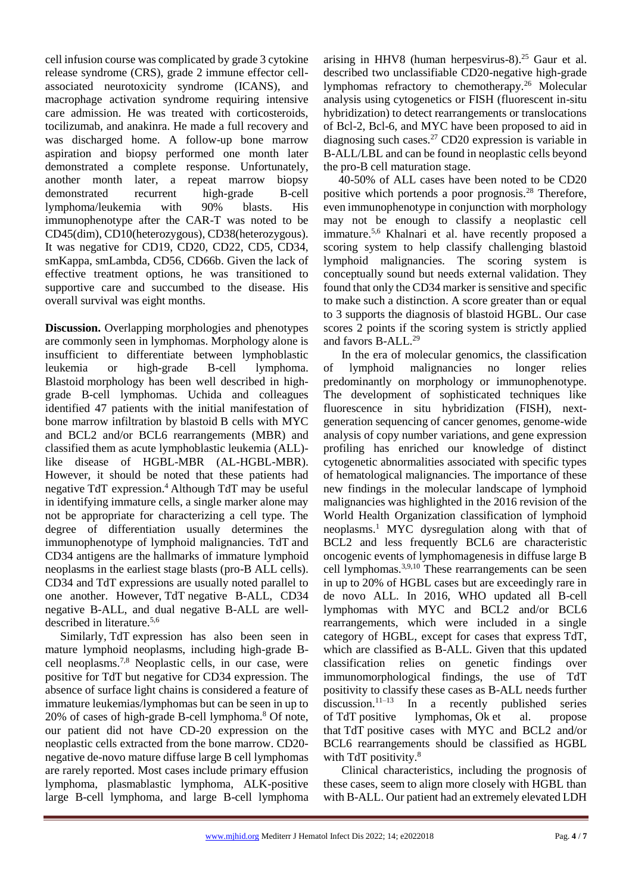cell infusion course was complicated by grade 3 cytokine release syndrome (CRS), grade 2 immune effector cell-associated neurotoxicity syndrome (ICANS), and macrophage activation syndrome requiring intensive care admission. He was treated with corticosteroids, tocilizumab, and anakinra. He made a full recovery and was discharged home. A follow-up bone marrow aspiration and biopsy performed one month later demonstrated a complete response. Unfortunately, another month later, a repeat marrow biopsy demonstrated recurrent high-grade B-cell lymphoma/leukemia with 90% blasts. His immunophenotype after the CAR-T was noted to be CD45(dim), CD10(heterozygous), CD38(heterozygous). It was negative for CD19, CD20, CD22, CD5, CD34, smKappa, smLambda, CD56, CD66b. Given the lack of effective treatment options, he was transitioned to supportive care and succumbed to the disease. His overall survival was eight months.

**Discussion.** Overlapping morphologies and phenotypes are commonly seen in lymphomas. Morphology alone is insufficient to differentiate between lymphoblastic leukemia or high-grade B-cell lymphoma. Blastoid morphology has been well described in high-grade B-cell lymphomas. Uchida and colleagues identified 47 patients with the initial manifestation of bone marrow infiltration by blastoid B cells with MYC and BCL2 and/or BCL6 rearrangements (MBR) and classified them as acute lymphoblastic leukemia (ALL)-like disease of HGBL-MBR (AL-HGBL-MBR). However, it should be noted that these patients had negative TdT expression.[4] Although TdT may be useful in identifying immature cells, a single marker alone may not be appropriate for characterizing a cell type. The degree of differentiation usually determines the immunophenotype of lymphoid malignancies. TdT and CD34 antigens are the hallmarks of immature lymphoid neoplasms in the earliest stage blasts (pro-B ALL cells). CD34 and TdT expressions are usually noted parallel to one another. However, TdT negative B-ALL, CD34 negative B-ALL, and dual negative B-ALL are well-described in literature.[5,6]

Similarly, TdT expression has also been seen in mature lymphoid neoplasms, including high-grade B-cell neoplasms.[7,8] Neoplastic cells, in our case, were positive for TdT but negative for CD34 expression. The absence of surface light chains is considered a feature of immature leukemias/lymphomas but can be seen in up to 20% of cases of high-grade B-cell lymphoma.[8] Of note, our patient did not have CD-20 expression on the neoplastic cells extracted from the bone marrow. CD20-negative de-novo mature diffuse large B cell lymphomas are rarely reported. Most cases include primary effusion lymphoma, plasmablastic lymphoma, ALK-positive large B-cell lymphoma, and large B-cell lymphoma arising in HHV8 (human herpesvirus-8).[25] Gaur et al. described two unclassifiable CD20-negative high-grade lymphomas refractory to chemotherapy.[26] Molecular analysis using cytogenetics or FISH (fluorescent in-situ hybridization) to detect rearrangements or translocations of Bcl-2, Bcl-6, and MYC have been proposed to aid in diagnosing such cases.[27] CD20 expression is variable in B-ALL/LBL and can be found in neoplastic cells beyond the pro-B cell maturation stage.

40-50% of ALL cases have been noted to be CD20 positive which portends a poor prognosis.[28] Therefore, even immunophenotype in conjunction with morphology may not be enough to classify a neoplastic cell immature.[5,6] Khalnari et al. have recently proposed a scoring system to help classify challenging blastoid lymphoid malignancies. The scoring system is conceptually sound but needs external validation. They found that only the CD34 marker is sensitive and specific to make such a distinction. A score greater than or equal to 3 supports the diagnosis of blastoid HGBL. Our case scores 2 points if the scoring system is strictly applied and favors B-ALL.[29]

In the era of molecular genomics, the classification of lymphoid malignancies no longer relies predominantly on morphology or immunophenotype. The development of sophisticated techniques like fluorescence in situ hybridization (FISH), next-generation sequencing of cancer genomes, genome-wide analysis of copy number variations, and gene expression profiling has enriched our knowledge of distinct cytogenetic abnormalities associated with specific types of hematological malignancies. The importance of these new findings in the molecular landscape of lymphoid malignancies was highlighted in the 2016 revision of the World Health Organization classification of lymphoid neoplasms.[1] MYC dysregulation along with that of BCL2 and less frequently BCL6 are characteristic oncogenic events of lymphomagenesis in diffuse large B cell lymphomas.[3,9,10] These rearrangements can be seen in up to 20% of HGBL cases but are exceedingly rare in de novo ALL. In 2016, WHO updated all B-cell lymphomas with MYC and BCL2 and/or BCL6 rearrangements, which were included in a single category of HGBL, except for cases that express TdT, which are classified as B-ALL. Given that this updated classification relies on genetic findings over immunomorphological findings, the use of TdT positivity to classify these cases as B-ALL needs further discussion.[11–13] In a recently published series of TdT positive lymphomas, Ok et al. propose that TdT positive cases with MYC and BCL2 and/or BCL6 rearrangements should be classified as HGBL with TdT positivity.[8]

Clinical characteristics, including the prognosis of these cases, seem to align more closely with HGBL than with B-ALL. Our patient had an extremely elevated LDH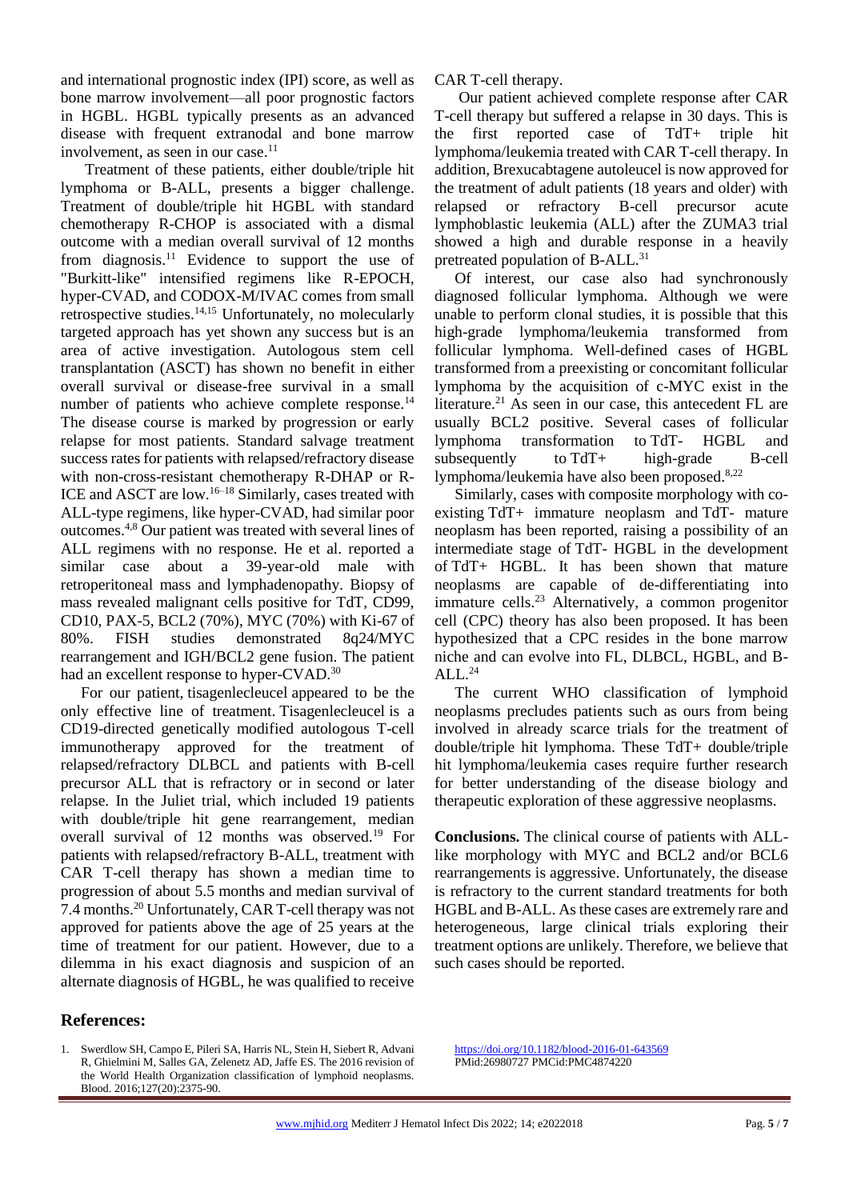and international prognostic index (IPI) score, as well as bone marrow involvement—all poor prognostic factors in HGBL. HGBL typically presents as an advanced disease with frequent extranodal and bone marrow involvement, as seen in our case.[11]

Treatment of these patients, either double/triple hit lymphoma or B-ALL, presents a bigger challenge. Treatment of double/triple hit HGBL with standard chemotherapy R-CHOP is associated with a dismal outcome with a median overall survival of 12 months from diagnosis.[11] Evidence to support the use of "Burkitt-like" intensified regimens like R-EPOCH, hyper-CVAD, and CODOX-M/IVAC comes from small retrospective studies.[14,15] Unfortunately, no molecularly targeted approach has yet shown any success but is an area of active investigation. Autologous stem cell transplantation (ASCT) has shown no benefit in either overall survival or disease-free survival in a small number of patients who achieve complete response.[14] The disease course is marked by progression or early relapse for most patients. Standard salvage treatment success rates for patients with relapsed/refractory disease with non-cross-resistant chemotherapy R-DHAP or R-ICE and ASCT are low.[16–18] Similarly, cases treated with ALL-type regimens, like hyper-CVAD, had similar poor outcomes.[4,8] Our patient was treated with several lines of ALL regimens with no response. He et al. reported a similar case about a 39-year-old male with retroperitoneal mass and lymphadenopathy. Biopsy of mass revealed malignant cells positive for TdT, CD99, CD10, PAX-5, BCL2 (70%), MYC (70%) with Ki-67 of 80%. FISH studies demonstrated 8q24/MYC rearrangement and IGH/BCL2 gene fusion. The patient had an excellent response to hyper-CVAD.[30]

For our patient, tisagenlecleucel appeared to be the only effective line of treatment. Tisagenlecleucel is a CD19-directed genetically modified autologous T-cell immunotherapy approved for the treatment of relapsed/refractory DLBCL and patients with B-cell precursor ALL that is refractory or in second or later relapse. In the Juliet trial, which included 19 patients with double/triple hit gene rearrangement, median overall survival of 12 months was observed.[19] For patients with relapsed/refractory B-ALL, treatment with CAR T-cell therapy has shown a median time to progression of about 5.5 months and median survival of 7.4 months.[20] Unfortunately, CAR T-cell therapy was not approved for patients above the age of 25 years at the time of treatment for our patient. However, due to a dilemma in his exact diagnosis and suspicion of an alternate diagnosis of HGBL, he was qualified to receive CAR T-cell therapy.

Our patient achieved complete response after CAR T-cell therapy but suffered a relapse in 30 days. This is the first reported case of TdT+ triple hit lymphoma/leukemia treated with CAR T-cell therapy. In addition, Brexucabtagene autoleucel is now approved for the treatment of adult patients (18 years and older) with relapsed or refractory B-cell precursor acute lymphoblastic leukemia (ALL) after the ZUMA3 trial showed a high and durable response in a heavily pretreated population of B-ALL.[31]

Of interest, our case also had synchronously diagnosed follicular lymphoma. Although we were unable to perform clonal studies, it is possible that this high-grade lymphoma/leukemia transformed from follicular lymphoma. Well-defined cases of HGBL transformed from a preexisting or concomitant follicular lymphoma by the acquisition of c-MYC exist in the literature.[21] As seen in our case, this antecedent FL are usually BCL2 positive. Several cases of follicular lymphoma transformation to TdT- HGBL and subsequently to TdT+ high-grade B-cell lymphoma/leukemia have also been proposed.[8,22]

Similarly, cases with composite morphology with co-existing TdT+ immature neoplasm and TdT- mature neoplasm has been reported, raising a possibility of an intermediate stage of TdT- HGBL in the development of TdT+ HGBL. It has been shown that mature neoplasms are capable of de-differentiating into immature cells.[23] Alternatively, a common progenitor cell (CPC) theory has also been proposed. It has been hypothesized that a CPC resides in the bone marrow niche and can evolve into FL, DLBCL, HGBL, and B-ALL.[24]

The current WHO classification of lymphoid neoplasms precludes patients such as ours from being involved in already scarce trials for the treatment of double/triple hit lymphoma. These TdT+ double/triple hit lymphoma/leukemia cases require further research for better understanding of the disease biology and therapeutic exploration of these aggressive neoplasms.

**Conclusions.** The clinical course of patients with ALL-like morphology with MYC and BCL2 and/or BCL6 rearrangements is aggressive. Unfortunately, the disease is refractory to the current standard treatments for both HGBL and B-ALL. As these cases are extremely rare and heterogeneous, large clinical trials exploring their treatment options are unlikely. Therefore, we believe that such cases should be reported.

## References:

1. Swerdlow SH, Campo E, Pileri SA, Harris NL, Stein H, Siebert R, Advani R, Ghielmini M, Salles GA, Zelenetz AD, Jaffe ES. The 2016 revision of the World Health Organization classification of lymphoid neoplasms. Blood. 2016;127(20):2375-90. https://doi.org/10.1182/blood-2016-01-643569 PMid:26980727 PMCid:PMC4874220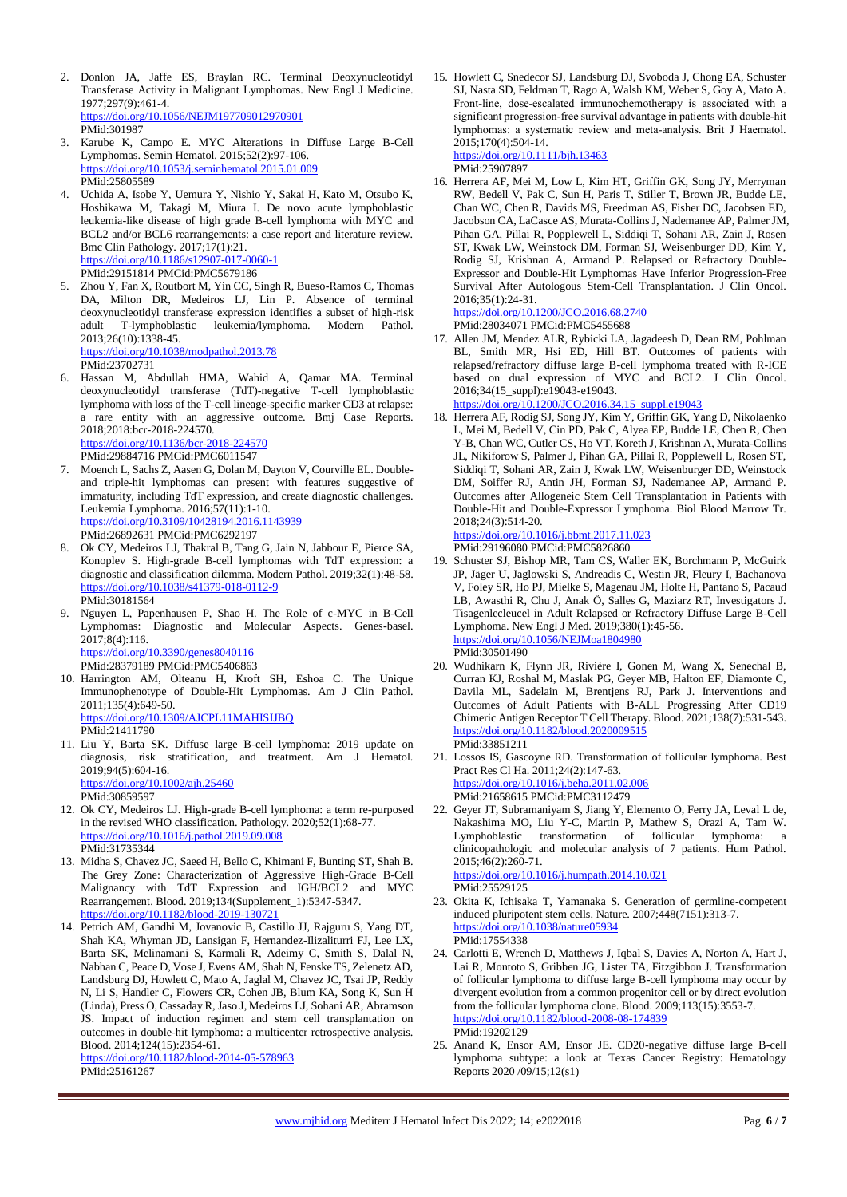2. Donlon JA, Jaffe ES, Braylan RC. Terminal Deoxynucleotidyl Transferase Activity in Malignant Lymphomas. New Engl J Medicine. 1977;297(9):461-4.
https://doi.org/10.1056/NEJM197709012970901
PMid:301987
3. Karube K, Campo E. MYC Alterations in Diffuse Large B-Cell Lymphomas. Semin Hematol. 2015;52(2):97-106.
https://doi.org/10.1053/j.seminhematol.2015.01.009
PMid:25805589
4. Uchida A, Isobe Y, Uemura Y, Nishio Y, Sakai H, Kato M, Otsubo K, Hoshikawa M, Takagi M, Miura I. De novo acute lymphoblastic leukemia-like disease of high grade B-cell lymphoma with MYC and BCL2 and/or BCL6 rearrangements: a case report and literature review. Bmc Clin Pathology. 2017;17(1):21.
https://doi.org/10.1186/s12907-017-0060-1
PMid:29151814 PMCid:PMC5679186
5. Zhou Y, Fan X, Routbort M, Yin CC, Singh R, Bueso-Ramos C, Thomas DA, Milton DR, Medeiros LJ, Lin P. Absence of terminal deoxynucleotidyl transferase expression identifies a subset of high-risk adult T-lymphoblastic leukemia/lymphoma. Modern Pathol. 2013;26(10):1338-45.
https://doi.org/10.1038/modpathol.2013.78
PMid:23702731
6. Hassan M, Abdullah HMA, Wahid A, Qamar MA. Terminal deoxynucleotidyl transferase (TdT)-negative T-cell lymphoblastic lymphoma with loss of the T-cell lineage-specific marker CD3 at relapse: a rare entity with an aggressive outcome. Bmj Case Reports. 2018;2018:bcr-2018-224570.
https://doi.org/10.1136/bcr-2018-224570
PMid:29884716 PMCid:PMC6011547
7. Moench L, Sachs Z, Aasen G, Dolan M, Dayton V, Courville EL. Double- and triple-hit lymphomas can present with features suggestive of immaturity, including TdT expression, and create diagnostic challenges. Leukemia Lymphoma. 2016;57(11):1-10.
https://doi.org/10.3109/10428194.2016.1143939
PMid:26892631 PMCid:PMC6292197
8. Ok CY, Medeiros LJ, Thakral B, Tang G, Jain N, Jabbour E, Pierce SA, Konoplev S. High-grade B-cell lymphomas with TdT expression: a diagnostic and classification dilemma. Modern Pathol. 2019;32(1):48-58.
https://doi.org/10.1038/s41379-018-0112-9
PMid:30181564
9. Nguyen L, Papenhausen P, Shao H. The Role of c-MYC in B-Cell Lymphomas: Diagnostic and Molecular Aspects. Genes-basel. 2017;8(4):116.
https://doi.org/10.3390/genes8040116
PMid:28379189 PMCid:PMC5406863
10. Harrington AM, Olteanu H, Kroft SH, Eshoa C. The Unique Immunophenotype of Double-Hit Lymphomas. Am J Clin Pathol. 2011;135(4):649-50.
https://doi.org/10.1309/AJCPL11MAHISIJBQ
PMid:21411790
11. Liu Y, Barta SK. Diffuse large B-cell lymphoma: 2019 update on diagnosis, risk stratification, and treatment. Am J Hematol. 2019;94(5):604-16.
https://doi.org/10.1002/ajh.25460
PMid:30859597
12. Ok CY, Medeiros LJ. High-grade B-cell lymphoma: a term re-purposed in the revised WHO classification. Pathology. 2020;52(1):68-77.
https://doi.org/10.1016/j.pathol.2019.09.008
PMid:31735344
13. Midha S, Chavez JC, Saeed H, Bello C, Khimani F, Bunting ST, Shah B. The Grey Zone: Characterization of Aggressive High-Grade B-Cell Malignancy with TdT Expression and IGH/BCL2 and MYC Rearrangement. Blood. 2019;134(Supplement_1):5347-5347.
https://doi.org/10.1182/blood-2019-130721
14. Petrich AM, Gandhi M, Jovanovic B, Castillo JJ, Rajguru S, Yang DT, Shah KA, Whyman JD, Lansigan F, Hernandez-Ilizaliturri FJ, Lee LX, Barta SK, Melinamani S, Karmali R, Adeimy C, Smith S, Dalal N, Nabhan C, Peace D, Vose J, Evens AM, Shah N, Fenske TS, Zelenetz AD, Landsburg DJ, Howlett C, Mato A, Jaglal M, Chavez JC, Tsai JP, Reddy N, Li S, Handler C, Flowers CR, Cohen JB, Blum KA, Song K, Sun H (Linda), Press O, Cassaday R, Jaso J, Medeiros LJ, Sohani AR, Abramson JS. Impact of induction regimen and stem cell transplantation on outcomes in double-hit lymphoma: a multicenter retrospective analysis. Blood. 2014;124(15):2354-61.
https://doi.org/10.1182/blood-2014-05-578963
PMid:25161267
15. Howlett C, Snedecor SJ, Landsburg DJ, Svoboda J, Chong EA, Schuster SJ, Nasta SD, Feldman T, Rago A, Walsh KM, Weber S, Goy A, Mato A. Front-line, dose-escalated immunochemotherapy is associated with a significant progression-free survival advantage in patients with double-hit lymphomas: a systematic review and meta-analysis. Brit J Haematol. 2015;170(4):504-14.
https://doi.org/10.1111/bjh.13463
PMid:25907897
16. Herrera AF, Mei M, Low L, Kim HT, Griffin GK, Song JY, Merryman RW, Bedell V, Pak C, Sun H, Paris T, Stiller T, Brown JR, Budde LE, Chan WC, Chen R, Davids MS, Freedman AS, Fisher DC, Jacobsen ED, Jacobson CA, LaCasce AS, Murata-Collins J, Nademanee AP, Palmer JM, Pihan GA, Pillai R, Popplewell L, Siddiqi T, Sohani AR, Zain J, Rosen ST, Kwak LW, Weinstock DM, Forman SJ, Weisenburger DD, Kim Y, Rodig SJ, Krishnan A, Armand P. Relapsed or Refractory Double-Expressor and Double-Hit Lymphomas Have Inferior Progression-Free Survival After Autologous Stem-Cell Transplantation. J Clin Oncol. 2016;35(1):24-31.
https://doi.org/10.1200/JCO.2016.68.2740
PMid:28034071 PMCid:PMC5455688
17. Allen JM, Mendez ALR, Rybicki LA, Jagadeesh D, Dean RM, Pohlman BL, Smith MR, Hsi ED, Hill BT. Outcomes of patients with relapsed/refractory diffuse large B-cell lymphoma treated with R-ICE based on dual expression of MYC and BCL2. J Clin Oncol. 2016;34(15_suppl):e19043-e19043.
https://doi.org/10.1200/JCO.2016.34.15_suppl.e19043
18. Herrera AF, Rodig SJ, Song JY, Kim Y, Griffin GK, Yang D, Nikolaenko L, Mei M, Bedell V, Cin PD, Pak C, Alyea EP, Budde LE, Chen R, Chen Y-B, Chan WC, Cutler CS, Ho VT, Koreth J, Krishnan A, Murata-Collins JL, Nikiforow S, Palmer J, Pihan GA, Pillai R, Popplewell L, Rosen ST, Siddiqi T, Sohani AR, Zain J, Kwak LW, Weisenburger DD, Weinstock DM, Soiffer RJ, Antin JH, Forman SJ, Nademanee AP, Armand P. Outcomes after Allogeneic Stem Cell Transplantation in Patients with Double-Hit and Double-Expressor Lymphoma. Biol Blood Marrow Tr. 2018;24(3):514-20.
https://doi.org/10.1016/j.bbmt.2017.11.023
PMid:29196080 PMCid:PMC5826860
19. Schuster SJ, Bishop MR, Tam CS, Waller EK, Borchmann P, McGuirk JP, Jäger U, Jaglowski S, Andreadis C, Westin JR, Fleury I, Bachanova V, Foley SR, Ho PJ, Mielke S, Magenau JM, Holte H, Pantano S, Pacaud LB, Awasthi R, Chu J, Anak Ö, Salles G, Maziarz RT, Investigators J. Tisagenlecleucel in Adult Relapsed or Refractory Diffuse Large B-Cell Lymphoma. New Engl J Med. 2019;380(1):45-56.
https://doi.org/10.1056/NEJMoa1804980
PMid:30501490
20. Wudhikarn K, Flynn JR, Rivière I, Gonen M, Wang X, Senechal B, Curran KJ, Roshal M, Maslak PG, Geyer MB, Halton EF, Diamonte C, Davila ML, Sadelain M, Brentjens RJ, Park J. Interventions and Outcomes of Adult Patients with B-ALL Progressing After CD19 Chimeric Antigen Receptor T Cell Therapy. Blood. 2021;138(7):531-543.
https://doi.org/10.1182/blood.2020009515
PMid:33851211
21. Lossos IS, Gascoyne RD. Transformation of follicular lymphoma. Best Pract Res Cl Ha. 2011;24(2):147-63.
https://doi.org/10.1016/j.beha.2011.02.006
PMid:21658615 PMCid:PMC3112479
22. Geyer JT, Subramaniyam S, Jiang Y, Elemento O, Ferry JA, Leval L de, Nakashima MO, Liu Y-C, Martin P, Mathew S, Orazi A, Tam W. Lymphoblastic transformation of follicular lymphoma: a clinicopathologic and molecular analysis of 7 patients. Hum Pathol. 2015;46(2):260-71.
https://doi.org/10.1016/j.humpath.2014.10.021
PMid:25529125
23. Okita K, Ichisaka T, Yamanaka S. Generation of germline-competent induced pluripotent stem cells. Nature. 2007;448(7151):313-7.
https://doi.org/10.1038/nature05934
PMid:17554338
24. Carlotti E, Wrench D, Matthews J, Iqbal S, Davies A, Norton A, Hart J, Lai R, Montoto S, Gribben JG, Lister TA, Fitzgibbon J. Transformation of follicular lymphoma to diffuse large B-cell lymphoma may occur by divergent evolution from a common progenitor cell or by direct evolution from the follicular lymphoma clone. Blood. 2009;113(15):3553-7.
https://doi.org/10.1182/blood-2008-08-174839
PMid:19202129
25. Anand K, Ensor AM, Ensor JE. CD20-negative diffuse large B-cell lymphoma subtype: a look at Texas Cancer Registry: Hematology Reports 2020 /09/15;12(s1)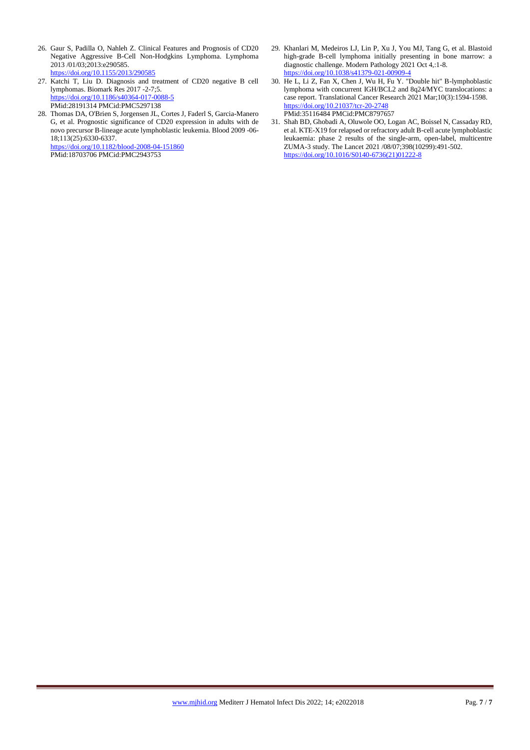26. Gaur S, Padilla O, Nahleh Z. Clinical Features and Prognosis of CD20 Negative Aggressive B-Cell Non-Hodgkins Lymphoma. Lymphoma 2013 /01/03;2013:e290585.
https://doi.org/10.1155/2013/290585
27. Katchi T, Liu D. Diagnosis and treatment of CD20 negative B cell lymphomas. Biomark Res 2017 -2-7;5.
https://doi.org/10.1186/s40364-017-0088-5
PMid:28191314 PMCid:PMC5297138
28. Thomas DA, O'Brien S, Jorgensen JL, Cortes J, Faderl S, Garcia-Manero G, et al. Prognostic significance of CD20 expression in adults with de novo precursor B-lineage acute lymphoblastic leukemia. Blood 2009 -06-18;113(25):6330-6337.
https://doi.org/10.1182/blood-2008-04-151860
PMid:18703706 PMCid:PMC2943753
29. Khanlari M, Medeiros LJ, Lin P, Xu J, You MJ, Tang G, et al. Blastoid high-grade B-cell lymphoma initially presenting in bone marrow: a diagnostic challenge. Modern Pathology 2021 Oct 4,:1-8.
https://doi.org/10.1038/s41379-021-00909-4
30. He L, Li Z, Fan X, Chen J, Wu H, Fu Y. "Double hit" B-lymphoblastic lymphoma with concurrent IGH/BCL2 and 8q24/MYC translocations: a case report. Translational Cancer Research 2021 Mar;10(3):1594-1598.
https://doi.org/10.21037/tcr-20-2748
PMid:35116484 PMCid:PMC8797657
31. Shah BD, Ghobadi A, Oluwole OO, Logan AC, Boissel N, Cassaday RD, et al. KTE-X19 for relapsed or refractory adult B-cell acute lymphoblastic leukaemia: phase 2 results of the single-arm, open-label, multicentre ZUMA-3 study. The Lancet 2021 /08/07;398(10299):491-502.
https://doi.org/10.1016/S0140-6736(21)01222-8